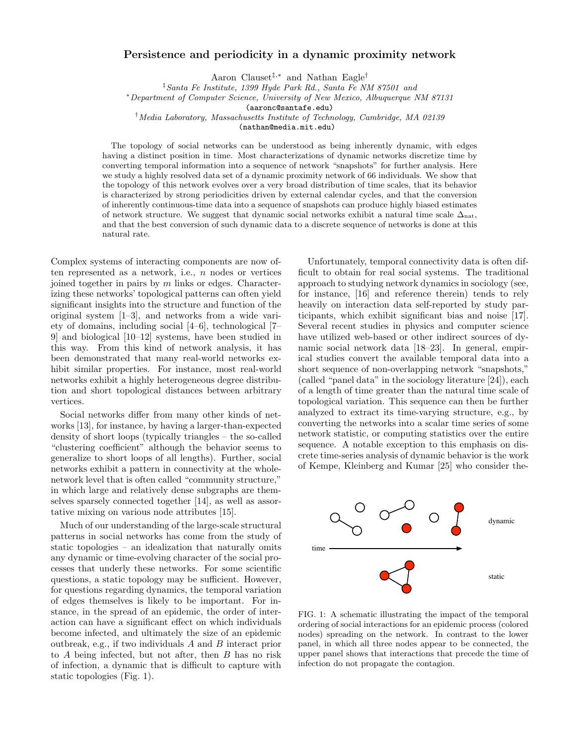# Persistence and periodicity in a dynamic proximity network

Aaron Clauset[‡,*] and Nathan Eagle[†]

[‡]*Santa Fe Institute, 1399 Hyde Park Rd., Santa Fe NM 87501 and*
[*]*Department of Computer Science, University of New Mexico, Albuquerque NM 87131*
(aaronc@santafe.edu)
[†]*Media Laboratory, Massachusetts Institute of Technology, Cambridge, MA 02139*
(nathan@media.mit.edu)

The topology of social networks can be understood as being inherently dynamic, with edges having a distinct position in time. Most characterizations of dynamic networks discretize time by converting temporal information into a sequence of network "snapshots" for further analysis. Here we study a highly resolved data set of a dynamic proximity network of 66 individuals. We show that the topology of this network evolves over a very broad distribution of time scales, that its behavior is characterized by strong periodicities driven by external calendar cycles, and that the conversion of inherently continuous-time data into a sequence of snapshots can produce highly biased estimates of network structure. We suggest that dynamic social networks exhibit a natural time scale $\Delta_{\rm nat}$, and that the best conversion of such dynamic data to a discrete sequence of networks is done at this natural rate.

Complex systems of interacting components are now often represented as a network, i.e., $n$ nodes or vertices joined together in pairs by $m$ links or edges. Characterizing these networks' topological patterns can often yield significant insights into the structure and function of the original system [1–3], and networks from a wide variety of domains, including social [4–6], technological [7–9] and biological [10–12] systems, have been studied in this way. From this kind of network analysis, it has been demonstrated that many real-world networks exhibit similar properties. For instance, most real-world networks exhibit a highly heterogeneous degree distribution and short topological distances between arbitrary vertices.

Social networks differ from many other kinds of networks [13], for instance, by having a larger-than-expected density of short loops (typically triangles – the so-called "clustering coefficient" although the behavior seems to generalize to short loops of all lengths). Further, social networks exhibit a pattern in connectivity at the whole-network level that is often called "community structure," in which large and relatively dense subgraphs are themselves sparsely connected together [14], as well as assortative mixing on various node attributes [15].

Much of our understanding of the large-scale structural patterns in social networks has come from the study of static topologies – an idealization that naturally omits any dynamic or time-evolving character of the social processes that underly these networks. For some scientific questions, a static topology may be sufficient. However, for questions regarding dynamics, the temporal variation of edges themselves is likely to be important. For instance, in the spread of an epidemic, the order of interaction can have a significant effect on which individuals become infected, and ultimately the size of an epidemic outbreak, e.g., if two individuals $A$ and $B$ interact prior to $A$ being infected, but not after, then $B$ has no risk of infection, a dynamic that is difficult to capture with static topologies (Fig. 1).

Unfortunately, temporal connectivity data is often difficult to obtain for real social systems. The traditional approach to studying network dynamics in sociology (see, for instance, [16] and reference therein) tends to rely heavily on interaction data self-reported by study participants, which exhibit significant bias and noise [17]. Several recent studies in physics and computer science have utilized web-based or other indirect sources of dynamic social network data [18–23]. In general, empirical studies convert the available temporal data into a short sequence of non-overlapping network "snapshots," (called "panel data" in the sociology literature [24]), each of a length of time greater than the natural time scale of topological variation. This sequence can then be further analyzed to extract its time-varying structure, e.g., by converting the networks into a scalar time series of some network statistic, or computing statistics over the entire sequence. A notable exception to this emphasis on discrete time-series analysis of dynamic behavior is the work of Kempe, Kleinberg and Kumar [25] who consider the-

FIG. 1: A schematic illustrating the impact of the temporal ordering of social interactions for an epidemic process (colored nodes) spreading on the network. In contrast to the lower panel, in which all three nodes appear to be connected, the upper panel shows that interactions that precede the time of infection do not propagate the contagion.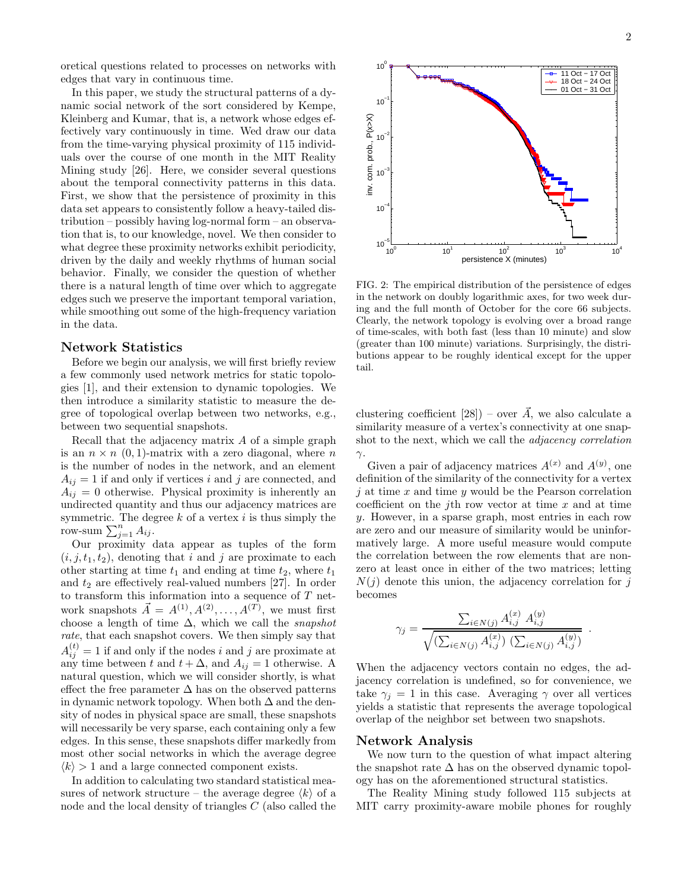oretical questions related to processes on networks with edges that vary in continuous time.

In this paper, we study the structural patterns of a dynamic social network of the sort considered by Kempe, Kleinberg and Kumar, that is, a network whose edges effectively vary continuously in time. Wed draw our data from the time-varying physical proximity of 115 individuals over the course of one month in the MIT Reality Mining study [26]. Here, we consider several questions about the temporal connectivity patterns in this data. First, we show that the persistence of proximity in this data set appears to consistently follow a heavy-tailed distribution – possibly having log-normal form – an observation that is, to our knowledge, novel. We then consider to what degree these proximity networks exhibit periodicity, driven by the daily and weekly rhythms of human social behavior. Finally, we consider the question of whether there is a natural length of time over which to aggregate edges such we preserve the important temporal variation, while smoothing out some of the high-frequency variation in the data.

## Network Statistics

Before we begin our analysis, we will first briefly review a few commonly used network metrics for static topologies [1], and their extension to dynamic topologies. We then introduce a similarity statistic to measure the degree of topological overlap between two networks, e.g., between two sequential snapshots.

Recall that the adjacency matrix $A$ of a simple graph is an $n \times n$ $(0, 1)$-matrix with a zero diagonal, where $n$ is the number of nodes in the network, and an element $A_{ij} = 1$ if and only if vertices $i$ and $j$ are connected, and $A_{ij} = 0$ otherwise. Physical proximity is inherently an undirected quantity and thus our adjacency matrices are symmetric. The degree $k$ of a vertex $i$ is thus simply the row-sum $\sum_{j=1}^{n} A_{ij}$.

Our proximity data appear as tuples of the form $(i, j, t_1, t_2)$, denoting that $i$ and $j$ are proximate to each other starting at time $t_1$ and ending at time $t_2$, where $t_1$ and $t_2$ are effectively real-valued numbers [27]. In order to transform this information into a sequence of $T$ network snapshots $\vec{A} = A^{(1)}, A^{(2)}, \ldots, A^{(T)}$, we must first choose a length of time $\Delta$, which we call the *snapshot rate*, that each snapshot covers. We then simply say that $A^{(t)}_{ij} = 1$ if and only if the nodes $i$ and $j$ are proximate at any time between $t$ and $t + \Delta$, and $A_{ij} = 1$ otherwise. A natural question, which we will consider shortly, is what effect the free parameter $\Delta$ has on the observed patterns in dynamic network topology. When both $\Delta$ and the density of nodes in physical space are small, these snapshots will necessarily be very sparse, each containing only a few edges. In this sense, these snapshots differ markedly from most other social networks in which the average degree $\langle k \rangle > 1$ and a large connected component exists.

In addition to calculating two standard statistical measures of network structure – the average degree $\langle k \rangle$ of a node and the local density of triangles $C$ (also called the clustering coefficient [28]) – over $\vec{A}$, we also calculate a similarity measure of a vertex's connectivity at one snapshot to the next, which we call the *adjacency correlation* $\gamma$.

FIG. 2: The empirical distribution of the persistence of edges in the network on doubly logarithmic axes, for two week during and the full month of October for the core 66 subjects. Clearly, the network topology is evolving over a broad range of time-scales, with both fast (less than 10 minute) and slow (greater than 100 minute) variations. Surprisingly, the distributions appear to be roughly identical except for the upper tail.

Given a pair of adjacency matrices $A^{(x)}$ and $A^{(y)}$, one definition of the similarity of the connectivity for a vertex $j$ at time $x$ and time $y$ would be the Pearson correlation coefficient on the $j$th row vector at time $x$ and at time $y$. However, in a sparse graph, most entries in each row are zero and our measure of similarity would be uninformatively large. A more useful measure would compute the correlation between the row elements that are non-zero at least once in either of the two matrices; letting $N(j)$ denote this union, the adjacency correlation for $j$ becomes

$$\gamma_j = \frac{\sum_{i \in N(j)} A^{(x)}_{i,j} \; A^{(y)}_{i,j}}{\sqrt{\left(\sum_{i \in N(j)} A^{(x)}_{i,j}\right)\, \left(\sum_{i \in N(j)} A^{(y)}_{i,j}\right)}} \; .$$

When the adjacency vectors contain no edges, the adjacency correlation is undefined, so for convenience, we take $\gamma_j = 1$ in this case. Averaging $\gamma$ over all vertices yields a statistic that represents the average topological overlap of the neighbor set between two snapshots.

## Network Analysis

We now turn to the question of what impact altering the snapshot rate $\Delta$ has on the observed dynamic topology has on the aforementioned structural statistics.

The Reality Mining study followed 115 subjects at MIT carry proximity-aware mobile phones for roughly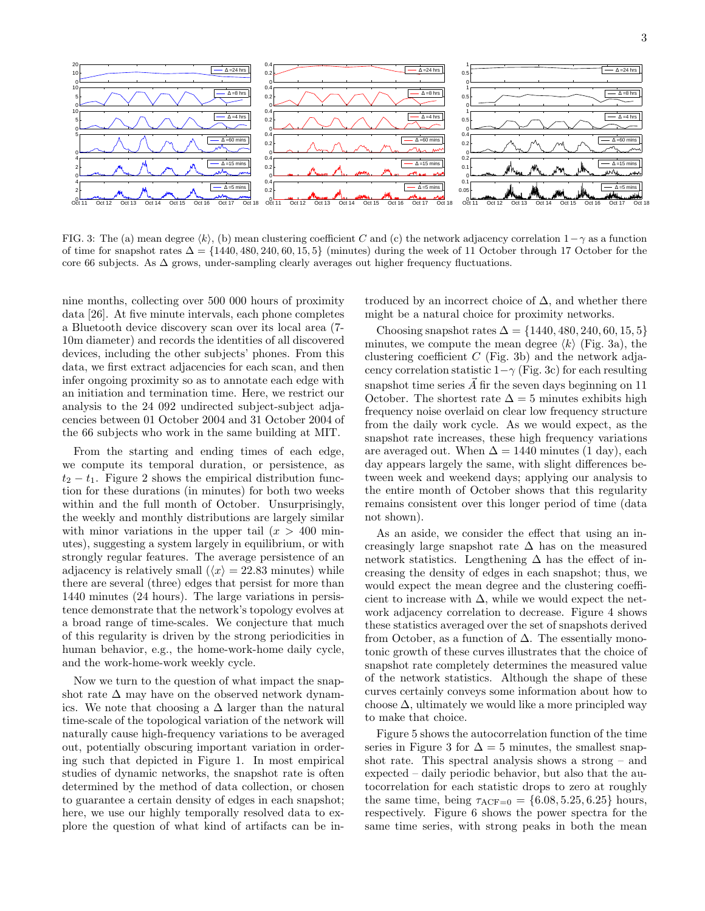FIG. 3: The (a) mean degree $\langle k\rangle$, (b) mean clustering coefficient $C$ and (c) the network adjacency correlation $1-\gamma$ as a function of time for snapshot rates $\Delta = \{1440, 480, 240, 60, 15, 5\}$ (minutes) during the week of 11 October through 17 October for the core 66 subjects. As $\Delta$ grows, under-sampling clearly averages out higher frequency fluctuations.

nine months, collecting over 500 000 hours of proximity data [26]. At five minute intervals, each phone completes a Bluetooth device discovery scan over its local area (7-10m diameter) and records the identities of all discovered devices, including the other subjects' phones. From this data, we first extract adjacencies for each scan, and then infer ongoing proximity so as to annotate each edge with an initiation and termination time. Here, we restrict our analysis to the 24 092 undirected subject-subject adjacencies between 01 October 2004 and 31 October 2004 of the 66 subjects who work in the same building at MIT.

From the starting and ending times of each edge, we compute its temporal duration, or persistence, as $t_2 - t_1$. Figure 2 shows the empirical distribution function for these durations (in minutes) for both two weeks within and the full month of October. Unsurprisingly, the weekly and monthly distributions are largely similar with minor variations in the upper tail ($x > 400$ minutes), suggesting a system largely in equilibrium, or with strongly regular features. The average persistence of an adjacency is relatively small ($\langle x\rangle = 22.83$ minutes) while there are several (three) edges that persist for more than 1440 minutes (24 hours). The large variations in persistence demonstrate that the network's topology evolves at a broad range of time-scales. We conjecture that much of this regularity is driven by the strong periodicities in human behavior, e.g., the home-work-home daily cycle, and the work-home-work weekly cycle.

Now we turn to the question of what impact the snapshot rate $\Delta$ may have on the observed network dynamics. We note that choosing a $\Delta$ larger than the natural time-scale of the topological variation of the network will naturally cause high-frequency variations to be averaged out, potentially obscuring important variation in ordering such that depicted in Figure 1. In most empirical studies of dynamic networks, the snapshot rate is often determined by the method of data collection, or chosen to guarantee a certain density of edges in each snapshot; here, we use our highly temporally resolved data to explore the question of what kind of artifacts can be introduced by an incorrect choice of $\Delta$, and whether there might be a natural choice for proximity networks.

Choosing snapshot rates $\Delta = \{1440, 480, 240, 60, 15, 5\}$ minutes, we compute the mean degree $\langle k\rangle$ (Fig. 3a), the clustering coefficient $C$ (Fig. 3b) and the network adjacency correlation statistic $1-\gamma$ (Fig. 3c) for each resulting snapshot time series $\vec{A}$ fir the seven days beginning on 11 October. The shortest rate $\Delta = 5$ minutes exhibits high frequency noise overlaid on clear low frequency structure from the daily work cycle. As we would expect, as the snapshot rate increases, these high frequency variations are averaged out. When $\Delta = 1440$ minutes (1 day), each day appears largely the same, with slight differences between week and weekend days; applying our analysis to the entire month of October shows that this regularity remains consistent over this longer period of time (data not shown).

As an aside, we consider the effect that using an increasingly large snapshot rate $\Delta$ has on the measured network statistics. Lengthening $\Delta$ has the effect of increasing the density of edges in each snapshot; thus, we would expect the mean degree and the clustering coefficient to increase with $\Delta$, while we would expect the network adjacency correlation to decrease. Figure 4 shows these statistics averaged over the set of snapshots derived from October, as a function of $\Delta$. The essentially monotonic growth of these curves illustrates that the choice of snapshot rate completely determines the measured value of the network statistics. Although the shape of these curves certainly conveys some information about how to choose $\Delta$, ultimately we would like a more principled way to make that choice.

Figure 5 shows the autocorrelation function of the time series in Figure 3 for $\Delta = 5$ minutes, the smallest snapshot rate. This spectral analysis shows a strong – and expected – daily periodic behavior, but also that the autocorrelation for each statistic drops to zero at roughly the same time, being $\tau_{\mathrm{ACF}=0} = \{6.08, 5.25, 6.25\}$ hours, respectively. Figure 6 shows the power spectra for the same time series, with strong peaks in both the mean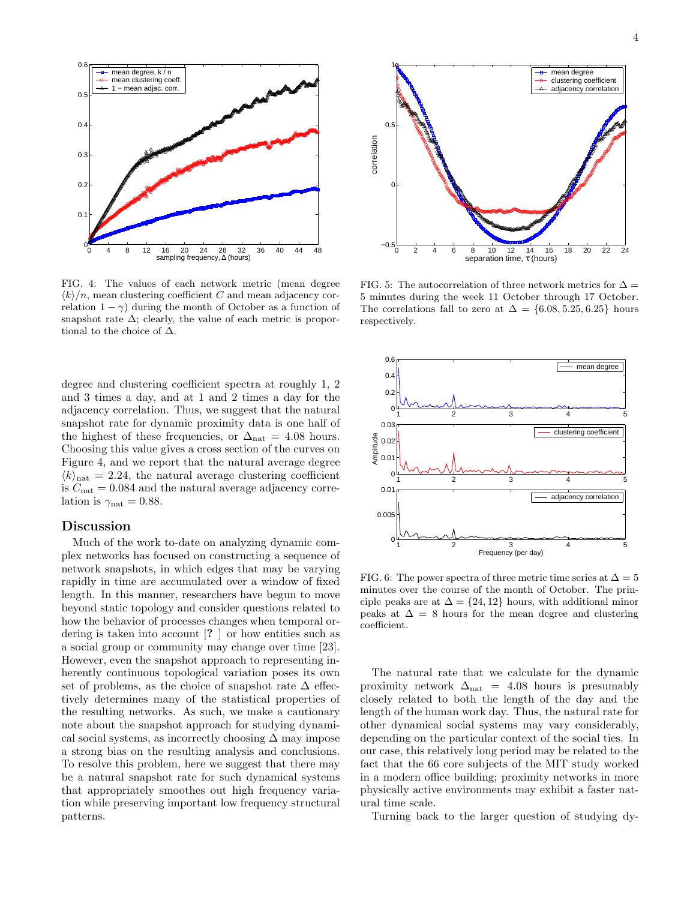FIG. 4: The values of each network metric (mean degree $\langle k \rangle / n$, mean clustering coefficient $C$ and mean adjacency correlation $1 - \gamma$) during the month of October as a function of snapshot rate $\Delta$; clearly, the value of each metric is proportional to the choice of $\Delta$.

FIG. 5: The autocorrelation of three network metrics for $\Delta = 5$ minutes during the week 11 October through 17 October. The correlations fall to zero at $\Delta = \{6.08, 5.25, 6.25\}$ hours respectively.

FIG. 6: The power spectra of three metric time series at $\Delta = 5$ minutes over the course of the month of October. The principle peaks are at $\Delta = \{24, 12\}$ hours, with additional minor peaks at $\Delta = 8$ hours for the mean degree and clustering coefficient.

degree and clustering coefficient spectra at roughly 1, 2 and 3 times a day, and at 1 and 2 times a day for the adjacency correlation. Thus, we suggest that the natural snapshot rate for dynamic proximity data is one half of the highest of these frequencies, or $\Delta_{\rm nat} = 4.08$ hours. Choosing this value gives a cross section of the curves on Figure 4, and we report that the natural average degree $\langle k \rangle_{\rm nat} = 2.24$, the natural average clustering coefficient is $C_{\rm nat} = 0.084$ and the natural average adjacency correlation is $\gamma_{\rm nat} = 0.88$.

## Discussion

Much of the work to-date on analyzing dynamic complex networks has focused on constructing a sequence of network snapshots, in which edges that may be varying rapidly in time are accumulated over a window of fixed length. In this manner, researchers have begun to move beyond static topology and consider questions related to how the behavior of processes changes when temporal ordering is taken into account [**?** ] or how entities such as a social group or community may change over time [23]. However, even the snapshot approach to representing inherently continuous topological variation poses its own set of problems, as the choice of snapshot rate $\Delta$ effectively determines many of the statistical properties of the resulting networks. As such, we make a cautionary note about the snapshot approach for studying dynamical social systems, as incorrectly choosing $\Delta$ may impose a strong bias on the resulting analysis and conclusions. To resolve this problem, here we suggest that there may be a natural snapshot rate for such dynamical systems that appropriately smoothes out high frequency variation while preserving important low frequency structural patterns.

The natural rate that we calculate for the dynamic proximity network $\Delta_{\rm nat} = 4.08$ hours is presumably closely related to both the length of the day and the length of the human work day. Thus, the natural rate for other dynamical social systems may vary considerably, depending on the particular context of the social ties. In our case, this relatively long period may be related to the fact that the 66 core subjects of the MIT study worked in a modern office building; proximity networks in more physically active environments may exhibit a faster natural time scale.

Turning back to the larger question of studying dy-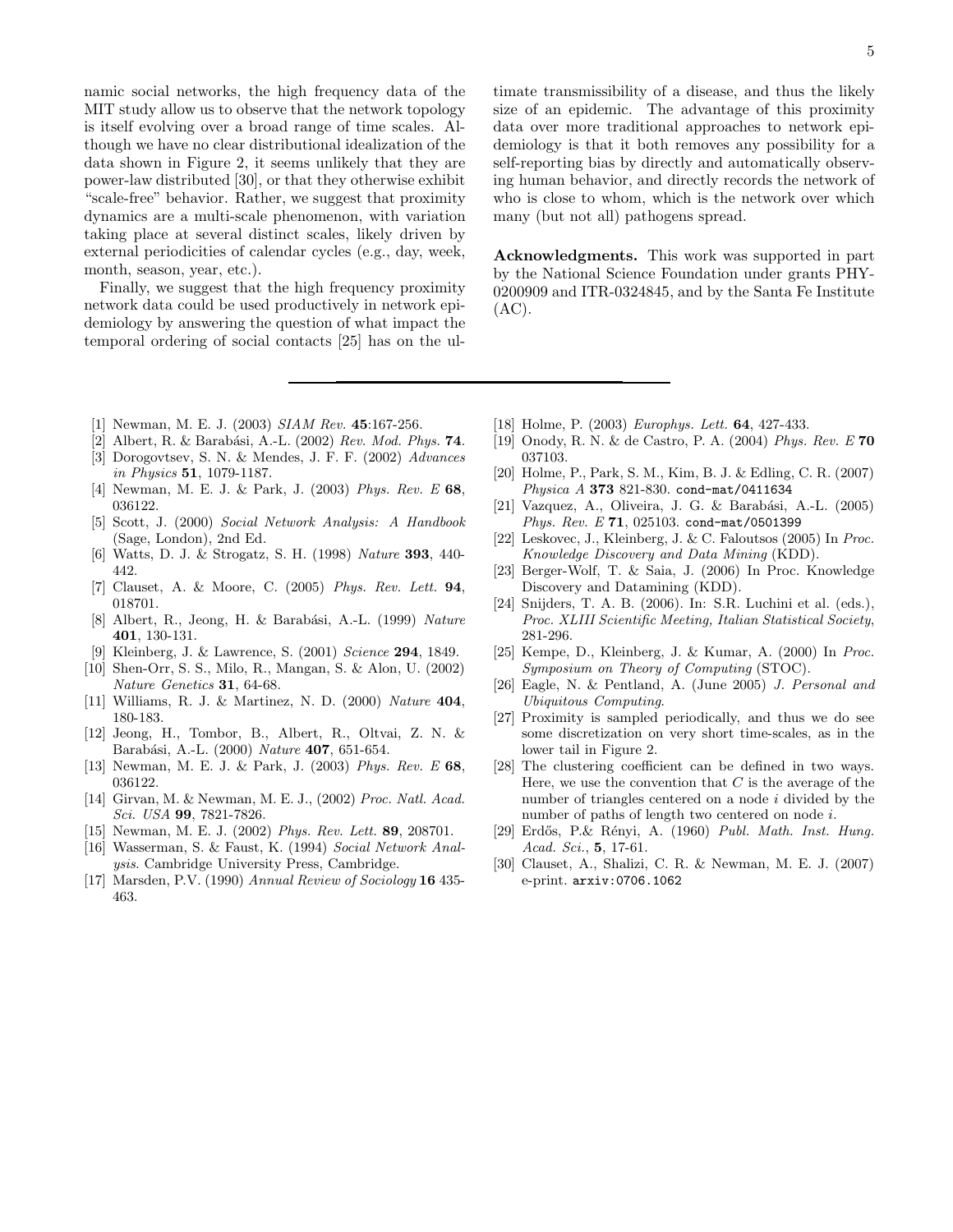namic social networks, the high frequency data of the MIT study allow us to observe that the network topology is itself evolving over a broad range of time scales. Although we have no clear distributional idealization of the data shown in Figure 2, it seems unlikely that they are power-law distributed [30], or that they otherwise exhibit "scale-free" behavior. Rather, we suggest that proximity dynamics are a multi-scale phenomenon, with variation taking place at several distinct scales, likely driven by external periodicities of calendar cycles (e.g., day, week, month, season, year, etc.).

Finally, we suggest that the high frequency proximity network data could be used productively in network epidemiology by answering the question of what impact the temporal ordering of social contacts [25] has on the ultimate transmissibility of a disease, and thus the likely size of an epidemic. The advantage of this proximity data over more traditional approaches to network epidemiology is that it both removes any possibility for a self-reporting bias by directly and automatically observing human behavior, and directly records the network of who is close to whom, which is the network over which many (but not all) pathogens spread.

**Acknowledgments.** This work was supported in part by the National Science Foundation under grants PHY-0200909 and ITR-0324845, and by the Santa Fe Institute (AC).

---

[1] Newman, M. E. J. (2003) *SIAM Rev.* **45**:167-256.

[2] Albert, R. & Barabási, A.-L. (2002) *Rev. Mod. Phys.* **74**.

[3] Dorogovtsev, S. N. & Mendes, J. F. F. (2002) *Advances in Physics* **51**, 1079-1187.

[4] Newman, M. E. J. & Park, J. (2003) *Phys. Rev. E* **68**, 036122.

[5] Scott, J. (2000) *Social Network Analysis: A Handbook* (Sage, London), 2nd Ed.

[6] Watts, D. J. & Strogatz, S. H. (1998) *Nature* **393**, 440-442.

[7] Clauset, A. & Moore, C. (2005) *Phys. Rev. Lett.* **94**, 018701.

[8] Albert, R., Jeong, H. & Barabási, A.-L. (1999) *Nature* **401**, 130-131.

[9] Kleinberg, J. & Lawrence, S. (2001) *Science* **294**, 1849.

[10] Shen-Orr, S. S., Milo, R., Mangan, S. & Alon, U. (2002) *Nature Genetics* **31**, 64-68.

[11] Williams, R. J. & Martinez, N. D. (2000) *Nature* **404**, 180-183.

[12] Jeong, H., Tombor, B., Albert, R., Oltvai, Z. N. & Barabási, A.-L. (2000) *Nature* **407**, 651-654.

[13] Newman, M. E. J. & Park, J. (2003) *Phys. Rev. E* **68**, 036122.

[14] Girvan, M. & Newman, M. E. J., (2002) *Proc. Natl. Acad. Sci. USA* **99**, 7821-7826.

[15] Newman, M. E. J. (2002) *Phys. Rev. Lett.* **89**, 208701.

[16] Wasserman, S. & Faust, K. (1994) *Social Network Analysis.* Cambridge University Press, Cambridge.

[17] Marsden, P.V. (1990) *Annual Review of Sociology* **16** 435-463.

[18] Holme, P. (2003) *Europhys. Lett.* **64**, 427-433.

[19] Onody, R. N. & de Castro, P. A. (2004) *Phys. Rev. E* **70** 037103.

[20] Holme, P., Park, S. M., Kim, B. J. & Edling, C. R. (2007) *Physica A* **373** 821-830. `cond-mat/0411634`

[21] Vazquez, A., Oliveira, J. G. & Barabási, A.-L. (2005) *Phys. Rev. E* **71**, 025103. `cond-mat/0501399`

[22] Leskovec, J., Kleinberg, J. & C. Faloutsos (2005) In *Proc. Knowledge Discovery and Data Mining* (KDD).

[23] Berger-Wolf, T. & Saia, J. (2006) In Proc. Knowledge Discovery and Datamining (KDD).

[24] Snijders, T. A. B. (2006). In: S.R. Luchini et al. (eds.), *Proc. XLIII Scientific Meeting, Italian Statistical Society*, 281-296.

[25] Kempe, D., Kleinberg, J. & Kumar, A. (2000) In *Proc. Symposium on Theory of Computing* (STOC).

[26] Eagle, N. & Pentland, A. (June 2005) *J. Personal and Ubiquitous Computing*.

[27] Proximity is sampled periodically, and thus we do see some discretization on very short time-scales, as in the lower tail in Figure 2.

[28] The clustering coefficient can be defined in two ways. Here, we use the convention that $C$ is the average of the number of triangles centered on a node $i$ divided by the number of paths of length two centered on node $i$.

[29] Erdős, P.& Rényi, A. (1960) *Publ. Math. Inst. Hung. Acad. Sci.*, **5**, 17-61.

[30] Clauset, A., Shalizi, C. R. & Newman, M. E. J. (2007) e-print. `arxiv:0706.1062`